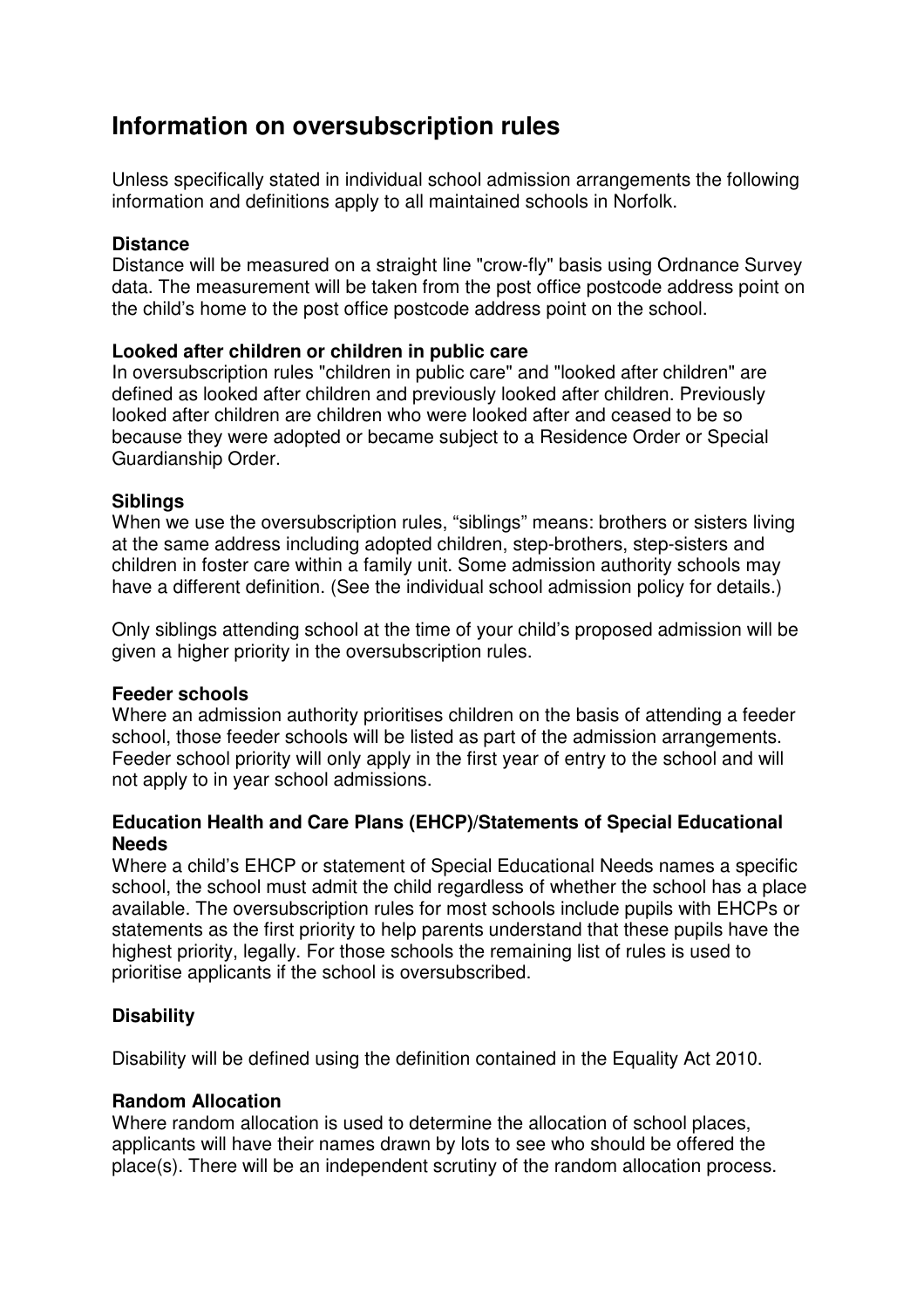# Information on oversubscription rules

Unless specifically stated in individual school admission arrangements the following information and definitions apply to all maintained schools in Norfolk.

**Distance**
Distance will be measured on a straight line "crow-fly" basis using Ordnance Survey data. The measurement will be taken from the post office postcode address point on the child's home to the post office postcode address point on the school.

**Looked after children or children in public care**
In oversubscription rules "children in public care" and "looked after children" are defined as looked after children and previously looked after children. Previously looked after children are children who were looked after and ceased to be so because they were adopted or became subject to a Residence Order or Special Guardianship Order.

**Siblings**
When we use the oversubscription rules, "siblings" means: brothers or sisters living at the same address including adopted children, step-brothers, step-sisters and children in foster care within a family unit. Some admission authority schools may have a different definition. (See the individual school admission policy for details.)

Only siblings attending school at the time of your child's proposed admission will be given a higher priority in the oversubscription rules.

**Feeder schools**
Where an admission authority prioritises children on the basis of attending a feeder school, those feeder schools will be listed as part of the admission arrangements. Feeder school priority will only apply in the first year of entry to the school and will not apply to in year school admissions.

**Education Health and Care Plans (EHCP)/Statements of Special Educational Needs**
Where a child's EHCP or statement of Special Educational Needs names a specific school, the school must admit the child regardless of whether the school has a place available. The oversubscription rules for most schools include pupils with EHCPs or statements as the first priority to help parents understand that these pupils have the highest priority, legally. For those schools the remaining list of rules is used to prioritise applicants if the school is oversubscribed.

**Disability**

Disability will be defined using the definition contained in the Equality Act 2010.

**Random Allocation**
Where random allocation is used to determine the allocation of school places, applicants will have their names drawn by lots to see who should be offered the place(s). There will be an independent scrutiny of the random allocation process.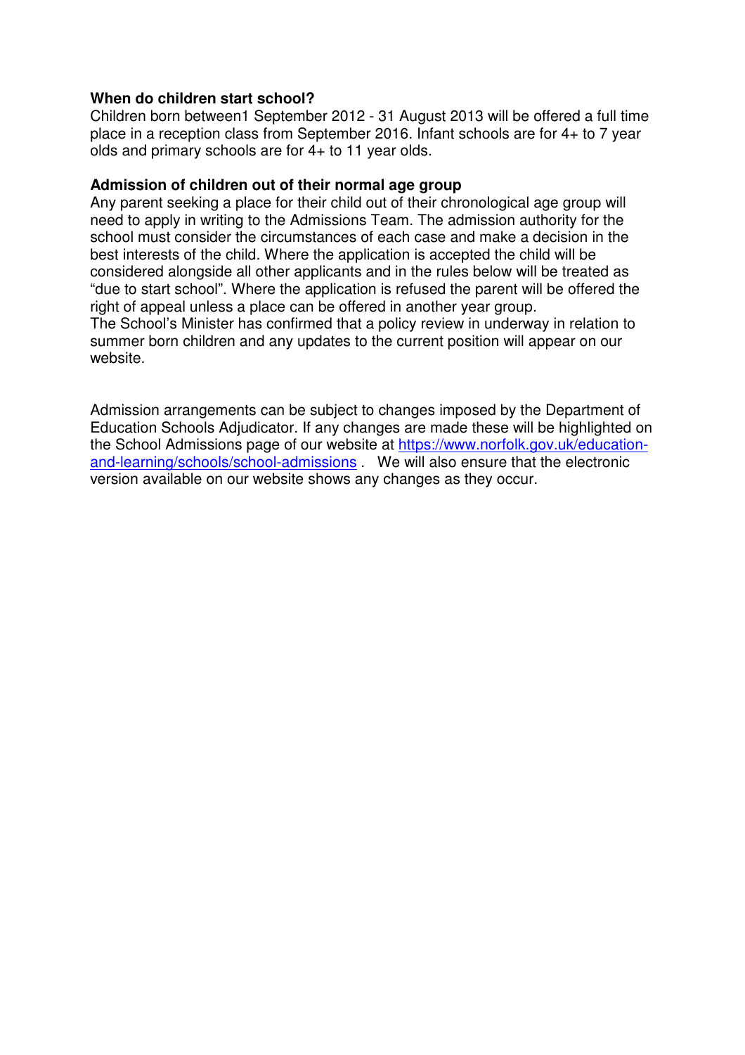**When do children start school?**

Children born between1 September 2012 - 31 August 2013 will be offered a full time place in a reception class from September 2016. Infant schools are for 4+ to 7 year olds and primary schools are for 4+ to 11 year olds.

**Admission of children out of their normal age group**

Any parent seeking a place for their child out of their chronological age group will need to apply in writing to the Admissions Team. The admission authority for the school must consider the circumstances of each case and make a decision in the best interests of the child. Where the application is accepted the child will be considered alongside all other applicants and in the rules below will be treated as "due to start school". Where the application is refused the parent will be offered the right of appeal unless a place can be offered in another year group.
The School's Minister has confirmed that a policy review in underway in relation to summer born children and any updates to the current position will appear on our website.

Admission arrangements can be subject to changes imposed by the Department of Education Schools Adjudicator. If any changes are made these will be highlighted on the School Admissions page of our website at [https://www.norfolk.gov.uk/education-and-learning/schools/school-admissions](https://www.norfolk.gov.uk/education-and-learning/schools/school-admissions) . We will also ensure that the electronic version available on our website shows any changes as they occur.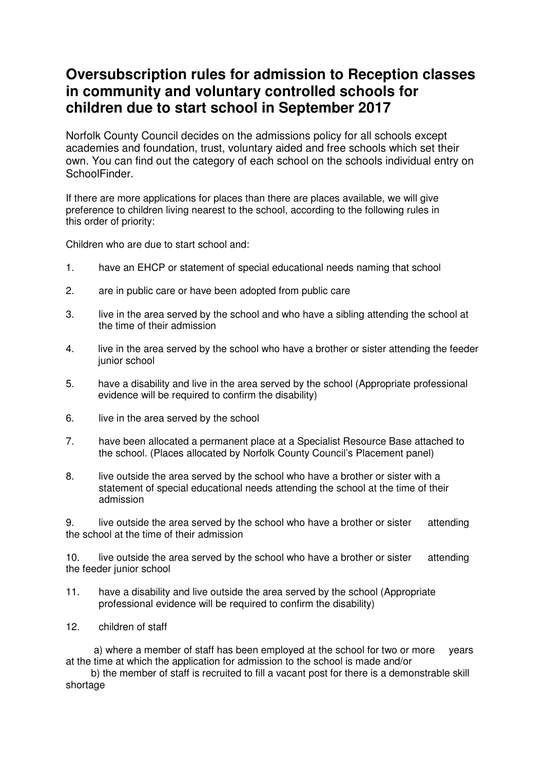# Oversubscription rules for admission to Reception classes in community and voluntary controlled schools for children due to start school in September 2017

Norfolk County Council decides on the admissions policy for all schools except academies and foundation, trust, voluntary aided and free schools which set their own. You can find out the category of each school on the schools individual entry on SchoolFinder.

If there are more applications for places than there are places available, we will give preference to children living nearest to the school, according to the following rules in this order of priority:

Children who are due to start school and:

1. have an EHCP or statement of special educational needs naming that school
2. are in public care or have been adopted from public care
3. live in the area served by the school and who have a sibling attending the school at the time of their admission
4. live in the area served by the school who have a brother or sister attending the feeder junior school
5. have a disability and live in the area served by the school (Appropriate professional evidence will be required to confirm the disability)
6. live in the area served by the school
7. have been allocated a permanent place at a Specialist Resource Base attached to the school. (Places allocated by Norfolk County Council's Placement panel)
8. live outside the area served by the school who have a brother or sister with a statement of special educational needs attending the school at the time of their admission
9. live outside the area served by the school who have a brother or sister attending the school at the time of their admission
10. live outside the area served by the school who have a brother or sister attending the feeder junior school
11. have a disability and live outside the area served by the school (Appropriate professional evidence will be required to confirm the disability)
12. children of staff

    a) where a member of staff has been employed at the school for two or more years at the time at which the application for admission to the school is made and/or

    b) the member of staff is recruited to fill a vacant post for there is a demonstrable skill shortage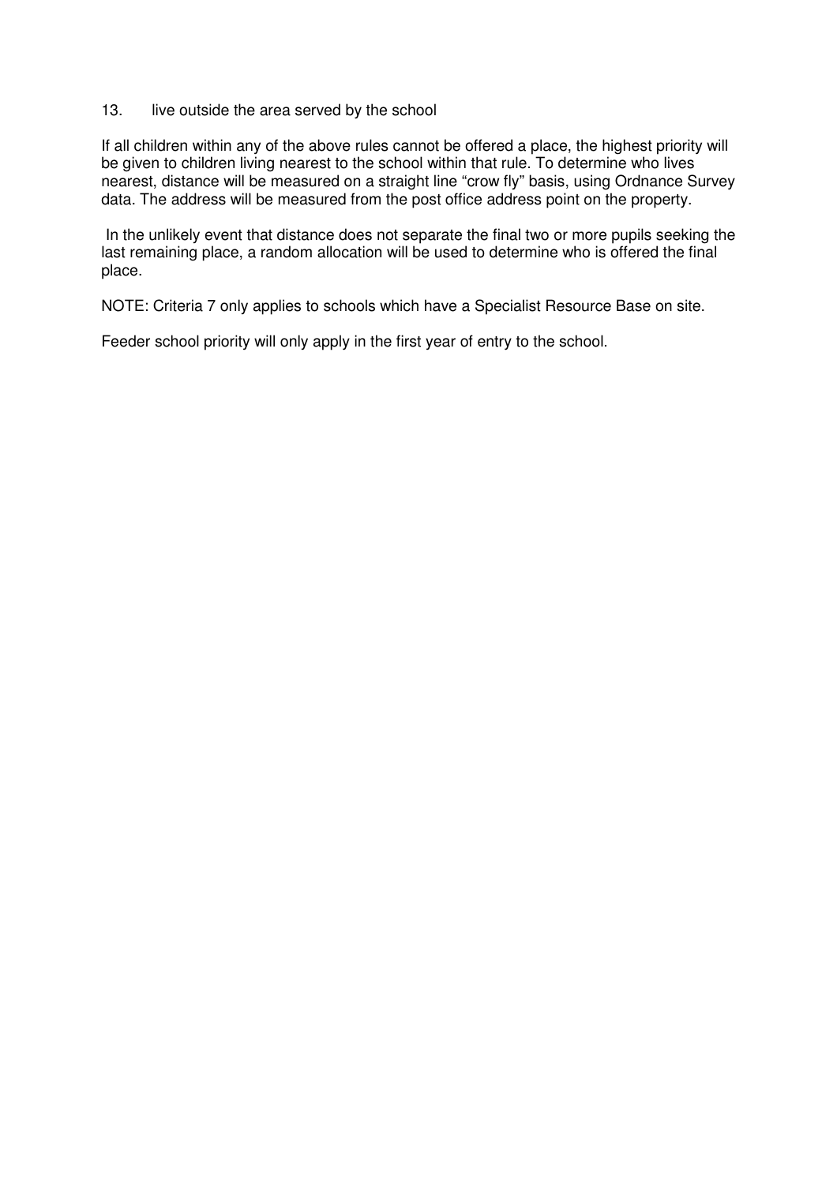13. live outside the area served by the school

If all children within any of the above rules cannot be offered a place, the highest priority will be given to children living nearest to the school within that rule. To determine who lives nearest, distance will be measured on a straight line "crow fly" basis, using Ordnance Survey data. The address will be measured from the post office address point on the property.

In the unlikely event that distance does not separate the final two or more pupils seeking the last remaining place, a random allocation will be used to determine who is offered the final place.

NOTE: Criteria 7 only applies to schools which have a Specialist Resource Base on site.

Feeder school priority will only apply in the first year of entry to the school.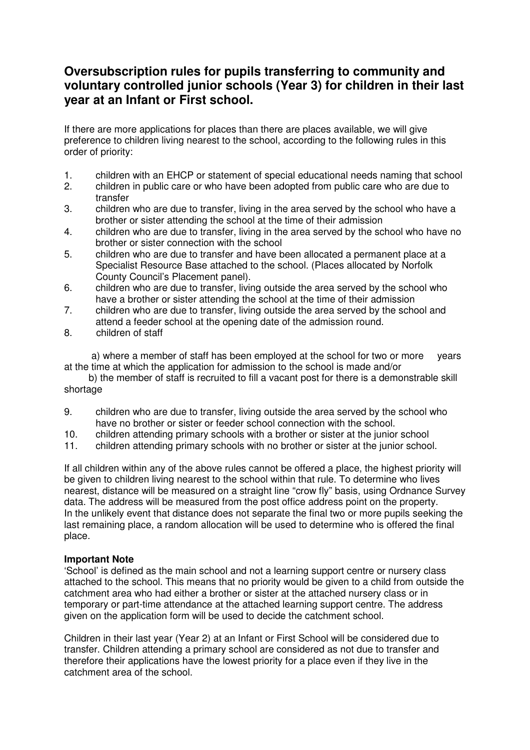## Oversubscription rules for pupils transferring to community and voluntary controlled junior schools (Year 3) for children in their last year at an Infant or First school.

If there are more applications for places than there are places available, we will give preference to children living nearest to the school, according to the following rules in this order of priority:

1. children with an EHCP or statement of special educational needs naming that school
2. children in public care or who have been adopted from public care who are due to transfer
3. children who are due to transfer, living in the area served by the school who have a brother or sister attending the school at the time of their admission
4. children who are due to transfer, living in the area served by the school who have no brother or sister connection with the school
5. children who are due to transfer and have been allocated a permanent place at a Specialist Resource Base attached to the school. (Places allocated by Norfolk County Council's Placement panel).
6. children who are due to transfer, living outside the area served by the school who have a brother or sister attending the school at the time of their admission
7. children who are due to transfer, living outside the area served by the school and attend a feeder school at the opening date of the admission round.
8. children of staff

   a) where a member of staff has been employed at the school for two or more years at the time at which the application for admission to the school is made and/or

   b) the member of staff is recruited to fill a vacant post for there is a demonstrable skill shortage

9. children who are due to transfer, living outside the area served by the school who have no brother or sister or feeder school connection with the school.
10. children attending primary schools with a brother or sister at the junior school
11. children attending primary schools with no brother or sister at the junior school.

If all children within any of the above rules cannot be offered a place, the highest priority will be given to children living nearest to the school within that rule. To determine who lives nearest, distance will be measured on a straight line "crow fly" basis, using Ordnance Survey data. The address will be measured from the post office address point on the property. In the unlikely event that distance does not separate the final two or more pupils seeking the last remaining place, a random allocation will be used to determine who is offered the final place.

**Important Note**

'School' is defined as the main school and not a learning support centre or nursery class attached to the school. This means that no priority would be given to a child from outside the catchment area who had either a brother or sister at the attached nursery class or in temporary or part-time attendance at the attached learning support centre. The address given on the application form will be used to decide the catchment school.

Children in their last year (Year 2) at an Infant or First School will be considered due to transfer. Children attending a primary school are considered as not due to transfer and therefore their applications have the lowest priority for a place even if they live in the catchment area of the school.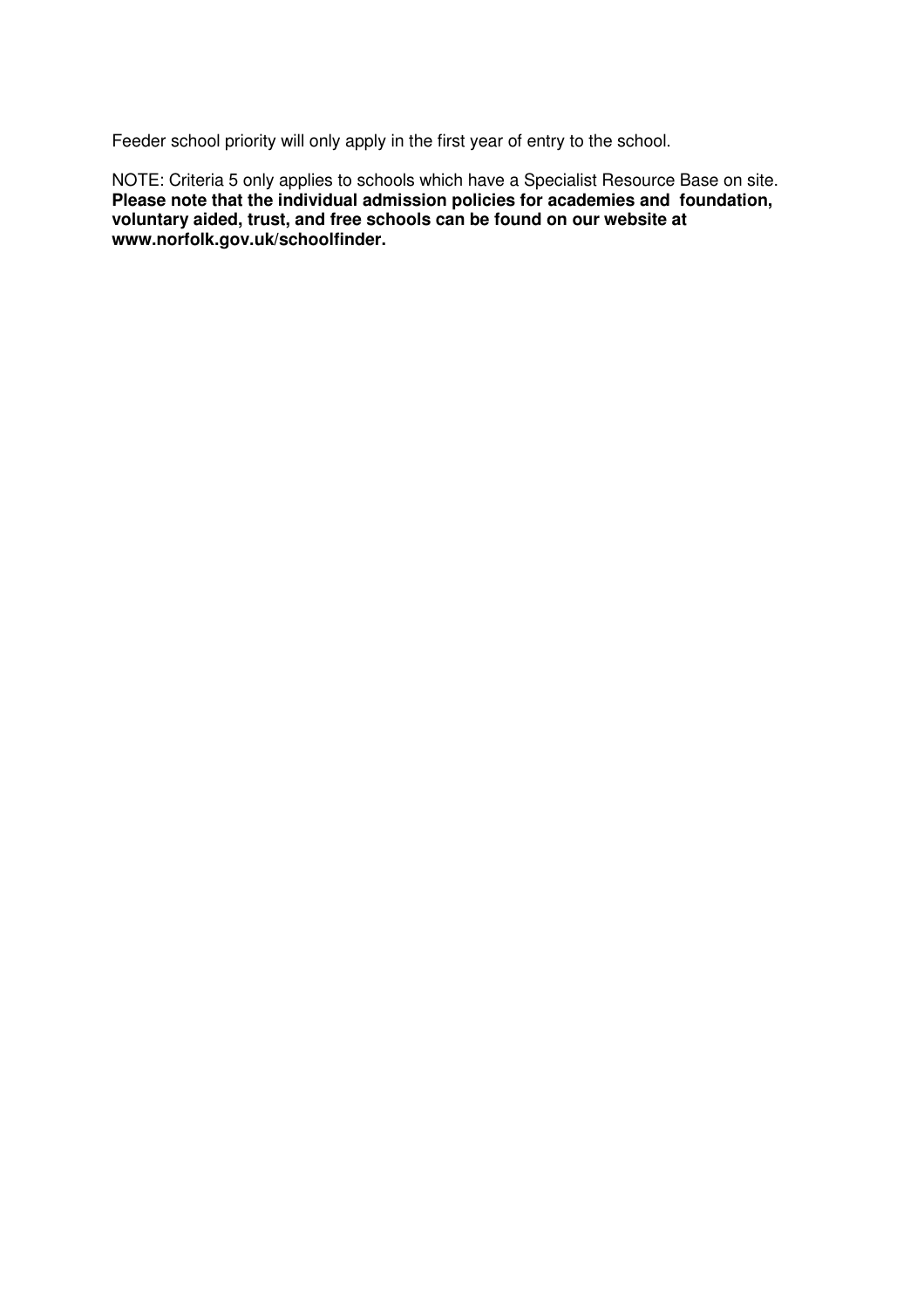Feeder school priority will only apply in the first year of entry to the school.

NOTE: Criteria 5 only applies to schools which have a Specialist Resource Base on site.
**Please note that the individual admission policies for academies and foundation, voluntary aided, trust, and free schools can be found on our website at www.norfolk.gov.uk/schoolfinder.**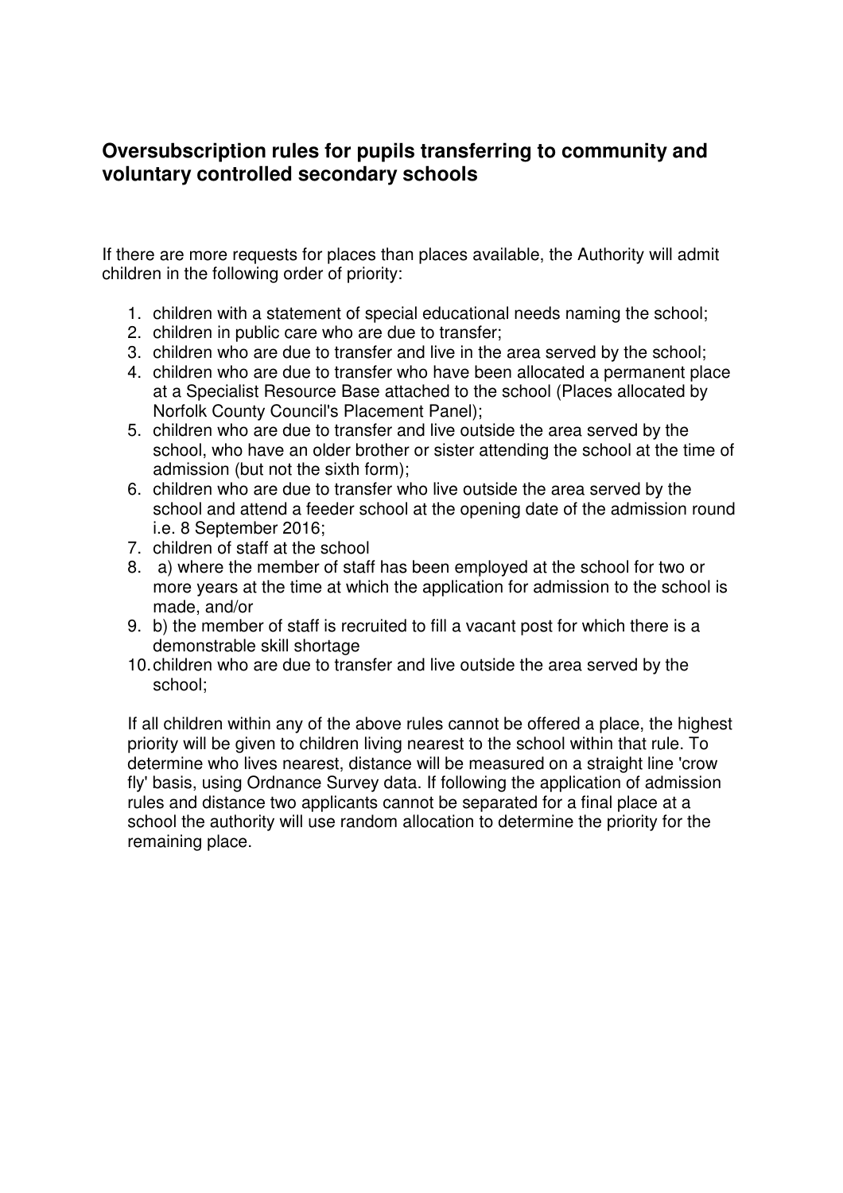## Oversubscription rules for pupils transferring to community and voluntary controlled secondary schools

If there are more requests for places than places available, the Authority will admit children in the following order of priority:

1. children with a statement of special educational needs naming the school;
2. children in public care who are due to transfer;
3. children who are due to transfer and live in the area served by the school;
4. children who are due to transfer who have been allocated a permanent place at a Specialist Resource Base attached to the school (Places allocated by Norfolk County Council's Placement Panel);
5. children who are due to transfer and live outside the area served by the school, who have an older brother or sister attending the school at the time of admission (but not the sixth form);
6. children who are due to transfer who live outside the area served by the school and attend a feeder school at the opening date of the admission round i.e. 8 September 2016;
7. children of staff at the school
8. a) where the member of staff has been employed at the school for two or more years at the time at which the application for admission to the school is made, and/or
9. b) the member of staff is recruited to fill a vacant post for which there is a demonstrable skill shortage
10. children who are due to transfer and live outside the area served by the school;

If all children within any of the above rules cannot be offered a place, the highest priority will be given to children living nearest to the school within that rule. To determine who lives nearest, distance will be measured on a straight line 'crow fly' basis, using Ordnance Survey data. If following the application of admission rules and distance two applicants cannot be separated for a final place at a school the authority will use random allocation to determine the priority for the remaining place.